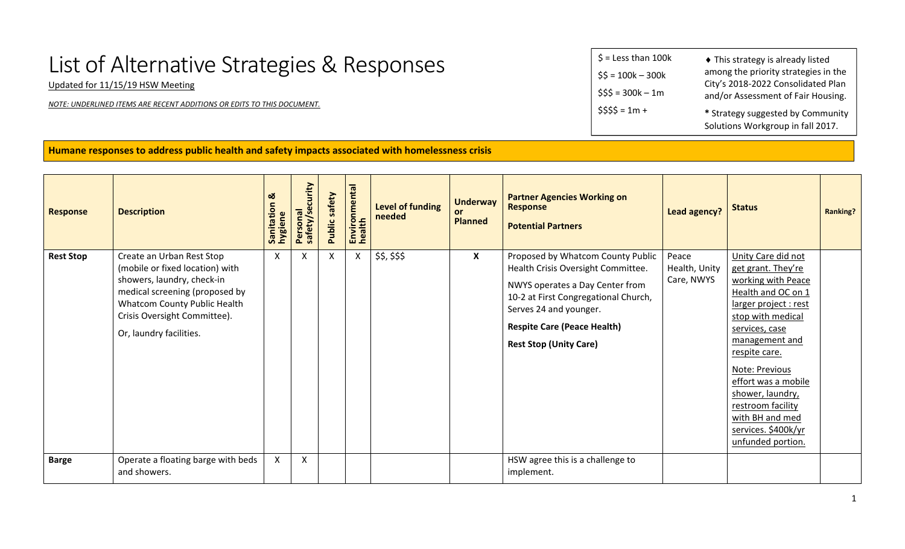# List of Alternative Strategies & Responses

Updated for 11/15/19 HSW Meeting

*NOTE: UNDERLINED ITEMS ARE RECENT ADDITIONS OR EDITS TO THIS DOCUMENT.*

$ = Less than 100k

$$ = 100k – 300k

$$$ = 300k – 1m

$$$$ = 1m +

♦ This strategy is already listed among the priority strategies in the City's 2018-2022 Consolidated Plan and/or Assessment of Fair Housing.

**\*** Strategy suggested by Community Solutions Workgroup in fall 2017.

**Humane responses to address public health and safety impacts associated with homelessness crisis**

| Response | Description | Sanitation & hygiene | Personal safety/security | Public safety | Environmental health | Level of funding needed | Underway or Planned | Partner Agencies Working on Response<br>Potential Partners | Lead agency? | Status | Ranking? |
|---|---|---|---|---|---|---|---|---|---|---|---|
| **Rest Stop** | Create an Urban Rest Stop (mobile or fixed location) with showers, laundry, check-in medical screening (proposed by Whatcom County Public Health Crisis Oversight Committee).<br><br>Or, laundry facilities. | X | X | X | X | $$, $$$ | **X** | Proposed by Whatcom County Public Health Crisis Oversight Committee.<br><br>NWYS operates a Day Center from 10-2 at First Congregational Church, Serves 24 and younger.<br><br>**Respite Care (Peace Health)**<br><br>**Rest Stop (Unity Care)** | Peace Health, Unity Care, NWYS | <u>Unity Care did not get grant. They're working with Peace Health and OC on 1 larger project : rest stop with medical services, case management and respite care.</u><br><br><u>Note: Previous effort was a mobile shower, laundry, restroom facility with BH and med services. $400k/yr unfunded portion.</u> | |
| **Barge** | Operate a floating barge with beds and showers. | X | X | | | | | HSW agree this is a challenge to implement. | | | |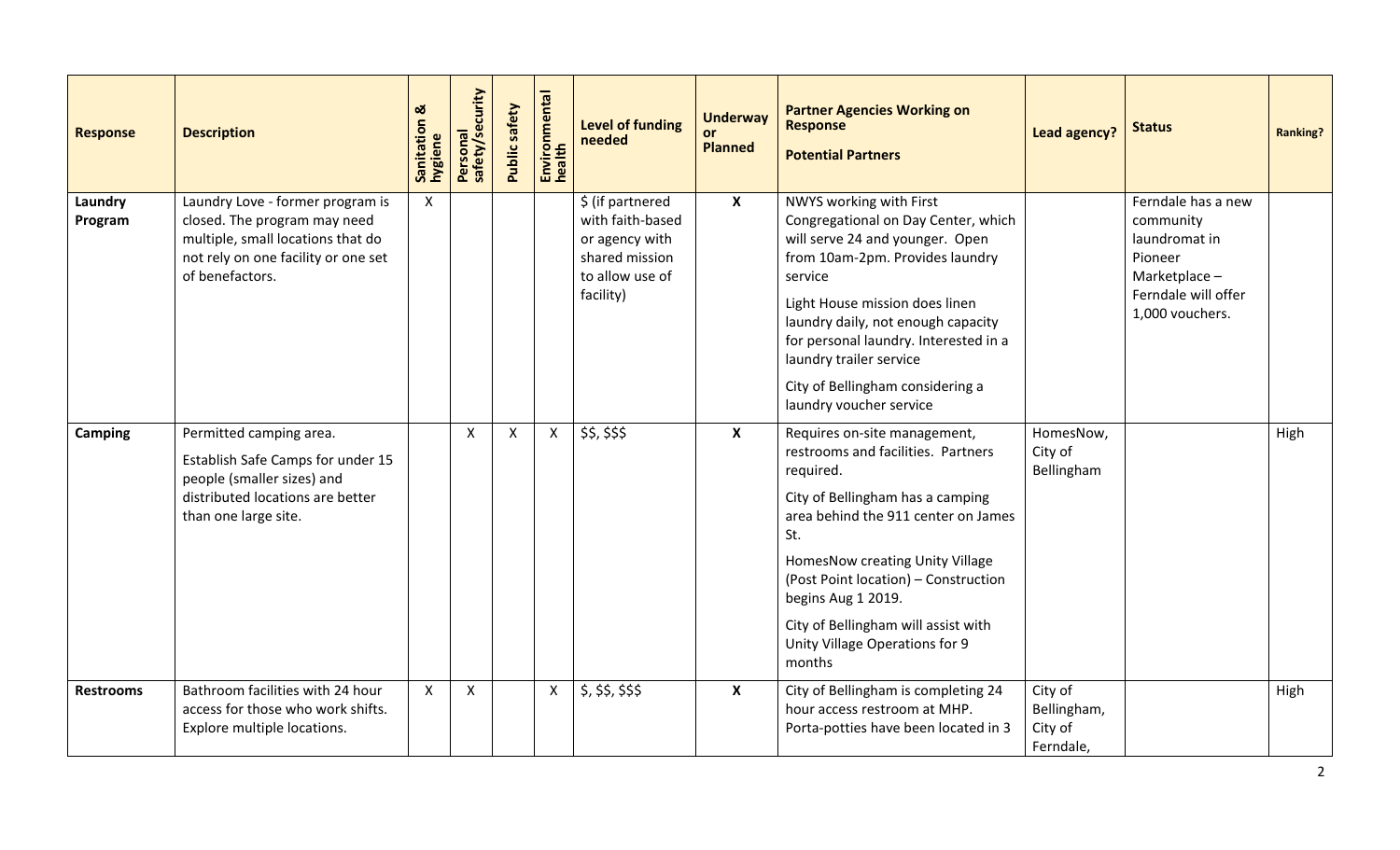| Response | Description | Sanitation & hygiene | Personal safety/security | Public safety | Environmental health | Level of funding needed | Underway or Planned | Partner Agencies Working on Response<br><br>Potential Partners | Lead agency? | Status | Ranking? |
|---|---|---|---|---|---|---|---|---|---|---|---|
| **Laundry Program** | Laundry Love - former program is closed. The program may need multiple, small locations that do not rely on one facility or one set of benefactors. | X | | | | $ (if partnered with faith-based or agency with shared mission to allow use of facility) | **X** | NWYS working with First Congregational on Day Center, which will serve 24 and younger. Open from 10am-2pm. Provides laundry service<br><br>Light House mission does linen laundry daily, not enough capacity for personal laundry. Interested in a laundry trailer service<br><br>City of Bellingham considering a laundry voucher service | | Ferndale has a new community laundromat in Pioneer Marketplace – Ferndale will offer 1,000 vouchers. | |
| **Camping** | Permitted camping area.<br><br>Establish Safe Camps for under 15 people (smaller sizes) and distributed locations are better than one large site. | | X | X | X | $$, $$$ | **X** | Requires on-site management, restrooms and facilities. Partners required.<br><br>City of Bellingham has a camping area behind the 911 center on James St.<br><br>HomesNow creating Unity Village (Post Point location) – Construction begins Aug 1 2019.<br><br>City of Bellingham will assist with Unity Village Operations for 9 months | HomesNow, City of Bellingham | | High |
| **Restrooms** | Bathroom facilities with 24 hour access for those who work shifts. Explore multiple locations. | X | X | | X | $, $$, $$$ | **X** | City of Bellingham is completing 24 hour access restroom at MHP. Porta-potties have been located in 3 | City of Bellingham, City of Ferndale, | | High |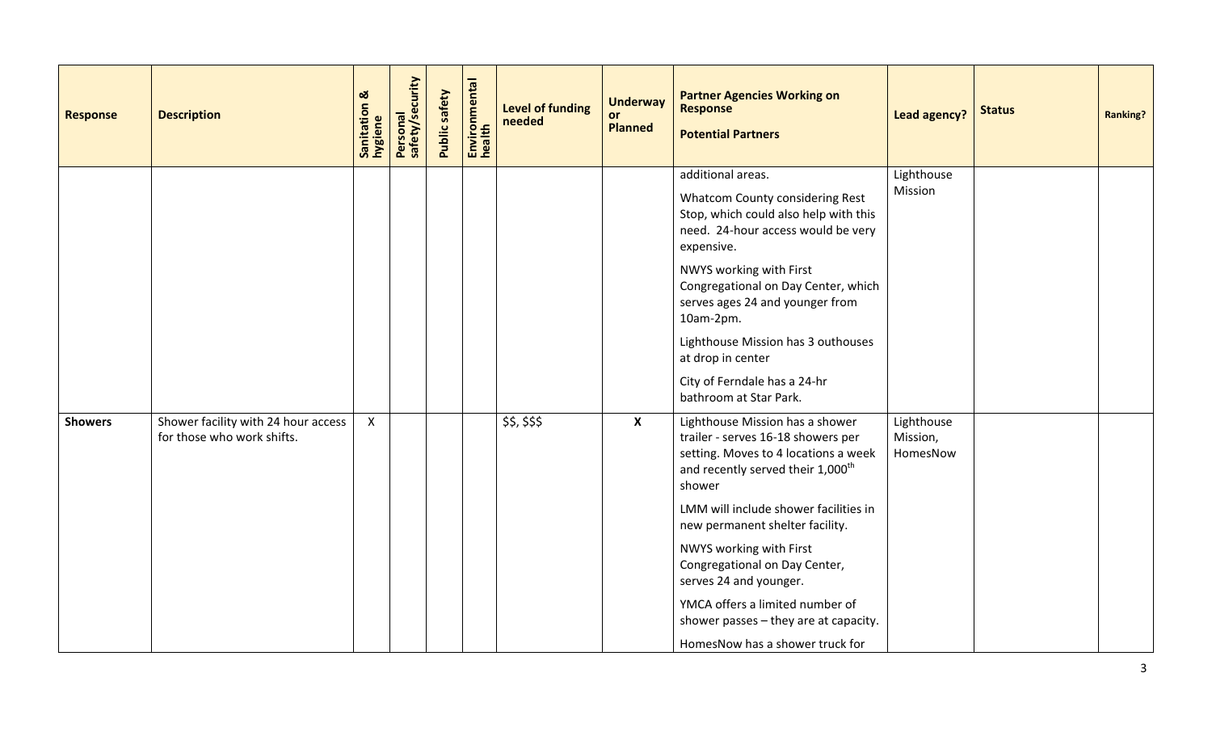| Response | Description | Sanitation & hygiene | Personal safety/security | Public safety | Environmental health | Level of funding needed | Underway or Planned | Partner Agencies Working on Response<br><br>Potential Partners | Lead agency? | Status | Ranking? |
|---|---|---|---|---|---|---|---|---|---|---|---|
| | | | | | | | | additional areas.<br><br>Whatcom County considering Rest Stop, which could also help with this need. 24-hour access would be very expensive.<br><br>NWYS working with First Congregational on Day Center, which serves ages 24 and younger from 10am-2pm.<br><br>Lighthouse Mission has 3 outhouses at drop in center<br><br>City of Ferndale has a 24-hr bathroom at Star Park. | Lighthouse Mission | | |
| **Showers** | Shower facility with 24 hour access for those who work shifts. | X | | | | $$, $$$ | **X** | Lighthouse Mission has a shower trailer - serves 16-18 showers per setting. Moves to 4 locations a week and recently served their 1,000th shower<br><br>LMM will include shower facilities in new permanent shelter facility.<br><br>NWYS working with First Congregational on Day Center, serves 24 and younger.<br><br>YMCA offers a limited number of shower passes – they are at capacity.<br><br>HomesNow has a shower truck for | Lighthouse Mission, HomesNow | | |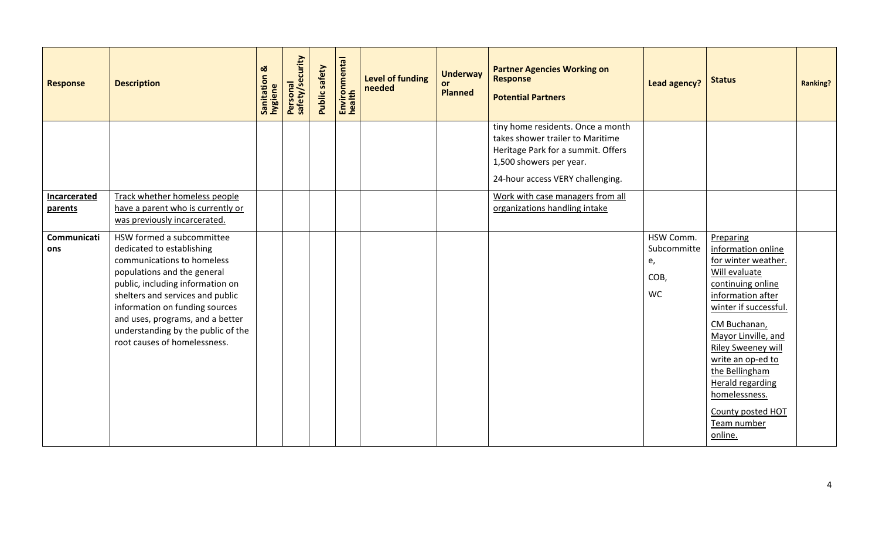| Response | Description | Sanitation & hygiene | Personal safety/security | Public safety | Environmental health | Level of funding needed | Underway or Planned | Partner Agencies Working on Response<br><br>Potential Partners | Lead agency? | Status | Ranking? |
|---|---|---|---|---|---|---|---|---|---|---|---|
| | | | | | | | | tiny home residents. Once a month takes shower trailer to Maritime Heritage Park for a summit. Offers 1,500 showers per year.<br><br>24-hour access VERY challenging. | | | |
| **Incarcerated parents** | Track whether homeless people have a parent who is currently or was previously incarcerated. | | | | | | | Work with case managers from all organizations handling intake | | | |
| **Communications** | HSW formed a subcommittee dedicated to establishing communications to homeless populations and the general public, including information on shelters and services and public information on funding sources and uses, programs, and a better understanding by the public of the root causes of homelessness. | | | | | | | | HSW Comm. Subcommittee,<br><br>COB,<br><br>WC | Preparing information online for winter weather. Will evaluate continuing online information after winter if successful.<br><br>CM Buchanan, Mayor Linville, and Riley Sweeney will write an op-ed to the Bellingham Herald regarding homelessness.<br><br>County posted HOT Team number online. | |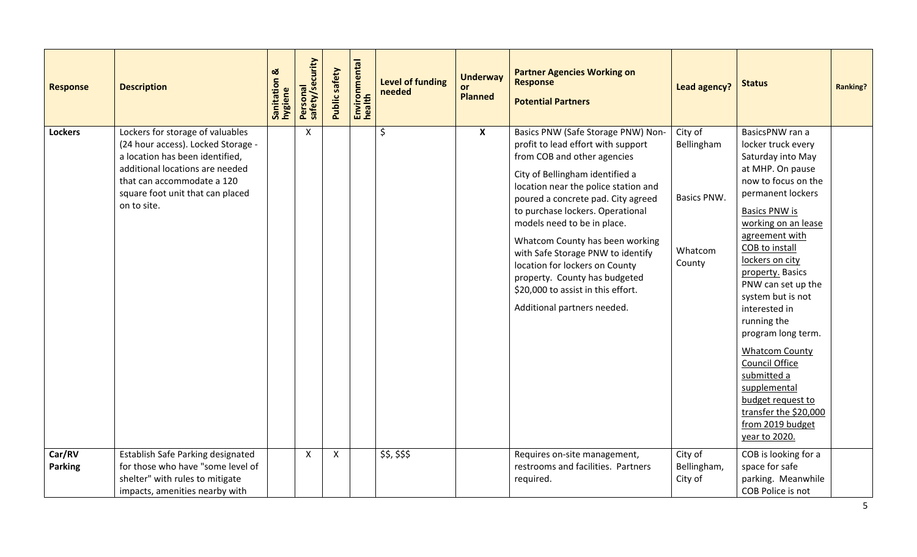| Response | Description | Sanitation & hygiene | Personal safety/security | Public safety | Environmental health | Level of funding needed | Underway or Planned | Partner Agencies Working on Response<br><br>Potential Partners | Lead agency? | Status | Ranking? |
|---|---|---|---|---|---|---|---|---|---|---|---|
| **Lockers** | Lockers for storage of valuables (24 hour access). Locked Storage - a location has been identified, additional locations are needed that can accommodate a 120 square foot unit that can placed on to site. | | X | | | $ | **X** | Basics PNW (Safe Storage PNW) Non-profit to lead effort with support from COB and other agencies<br><br>City of Bellingham identified a location near the police station and poured a concrete pad. City agreed to purchase lockers. Operational models need to be in place.<br><br>Whatcom County has been working with Safe Storage PNW to identify location for lockers on County property. County has budgeted $20,000 to assist in this effort.<br><br>Additional partners needed. | City of Bellingham<br><br>Basics PNW.<br><br>Whatcom County | BasicsPNW ran a locker truck every Saturday into May at MHP. On pause now to focus on the permanent lockers<br><br>Basics PNW is working on an lease agreement with COB to install lockers on city property. Basics PNW can set up the system but is not interested in running the program long term.<br><br>Whatcom County Council Office submitted a supplemental budget request to transfer the $20,000 from 2019 budget year to 2020. | |
| **Car/RV Parking** | Establish Safe Parking designated for those who have "some level of shelter" with rules to mitigate impacts, amenities nearby with | | X | X | | $$, $$$ | | Requires on-site management, restrooms and facilities. Partners required. | City of Bellingham, City of | COB is looking for a space for safe parking. Meanwhile COB Police is not | |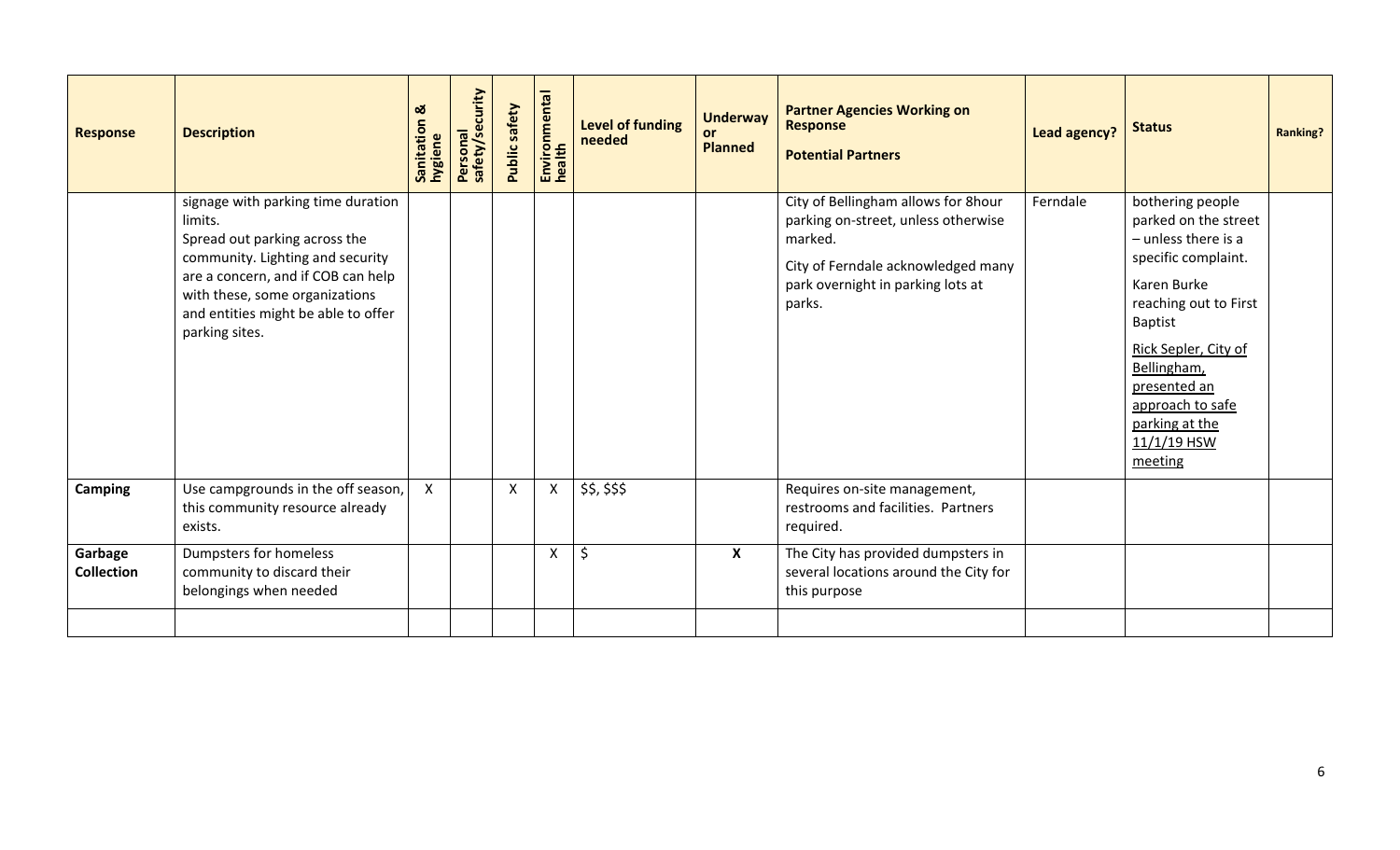| Response | Description | Sanitation & hygiene | Personal safety/security | Public safety | Environmental health | Level of funding needed | Underway or Planned | Partner Agencies Working on Response<br><br>Potential Partners | Lead agency? | Status | Ranking? |
|---|---|---|---|---|---|---|---|---|---|---|---|
| | signage with parking time duration limits.<br>Spread out parking across the community. Lighting and security are a concern, and if COB can help with these, some organizations and entities might be able to offer parking sites. | | | | | | | City of Bellingham allows for 8hour parking on-street, unless otherwise marked.<br>City of Ferndale acknowledged many park overnight in parking lots at parks. | Ferndale | bothering people parked on the street – unless there is a specific complaint.<br>Karen Burke reaching out to First Baptist<br>Rick Sepler, City of Bellingham, presented an approach to safe parking at the 11/1/19 HSW meeting | |
| **Camping** | Use campgrounds in the off season, this community resource already exists. | X | | X | X | $$, $$$ | | Requires on-site management, restrooms and facilities. Partners required. | | | |
| **Garbage Collection** | Dumpsters for homeless community to discard their belongings when needed | | | | X | $ | **X** | The City has provided dumpsters in several locations around the City for this purpose | | | |
| | | | | | | | | | | | |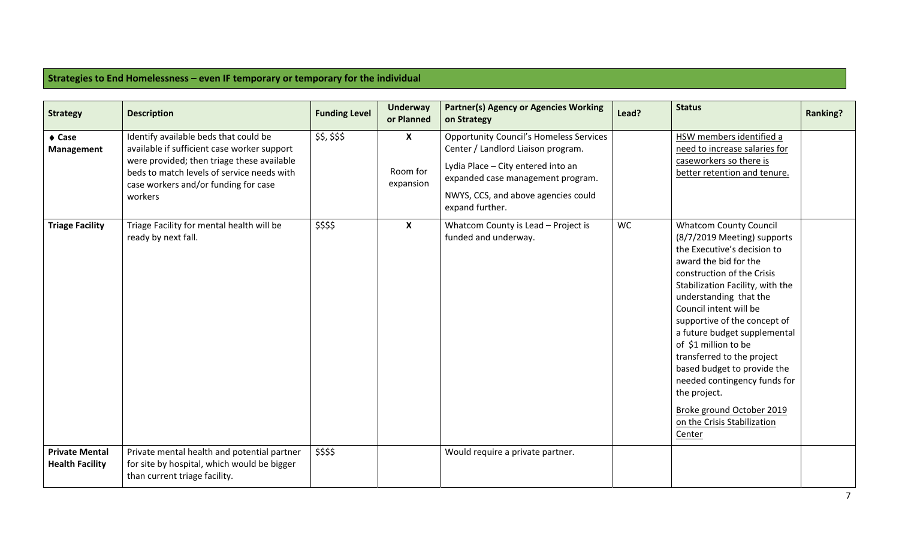## Strategies to End Homelessness – even IF temporary or temporary for the individual

| Strategy | Description | Funding Level | Underway or Planned | Partner(s) Agency or Agencies Working on Strategy | Lead? | Status | Ranking? |
|---|---|---|---|---|---|---|---|
| ♦ **Case Management** | Identify available beds that could be available if sufficient case worker support were provided; then triage these available beds to match levels of service needs with case workers and/or funding for case workers | $$, $$$ | **X**<br><br>Room for expansion | Opportunity Council's Homeless Services Center / Landlord Liaison program.<br><br>Lydia Place – City entered into an expanded case management program.<br><br>NWYS, CCS, and above agencies could expand further. | | HSW members identified a need to increase salaries for caseworkers so there is better retention and tenure. | |
| **Triage Facility** | Triage Facility for mental health will be ready by next fall. | $$$$ | **X** | Whatcom County is Lead – Project is funded and underway. | WC | Whatcom County Council (8/7/2019 Meeting) supports the Executive's decision to award the bid for the construction of the Crisis Stabilization Facility, with the understanding that the Council intent will be supportive of the concept of a future budget supplemental of $1 million to be transferred to the project based budget to provide the needed contingency funds for the project.<br><br>Broke ground October 2019 on the Crisis Stabilization Center | |
| **Private Mental Health Facility** | Private mental health and potential partner for site by hospital, which would be bigger than current triage facility. | $$$$ | | Would require a private partner. | | | |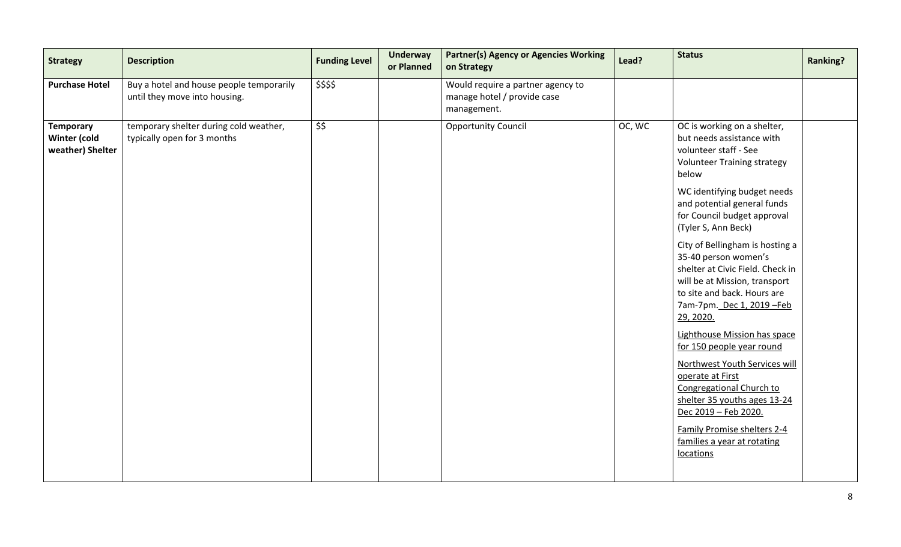| **Strategy** | **Description** | **Funding Level** | **Underway or Planned** | **Partner(s) Agency or Agencies Working on Strategy** | **Lead?** | **Status** | **Ranking?** |
|---|---|---|---|---|---|---|---|
| **Purchase Hotel** | Buy a hotel and house people temporarily until they move into housing. | $$$$ | | Would require a partner agency to manage hotel / provide case management. | | | |
| **Temporary Winter (cold weather) Shelter** | temporary shelter during cold weather, typically open for 3 months | $$ | | Opportunity Council | OC, WC | OC is working on a shelter, but needs assistance with volunteer staff - See Volunteer Training strategy below<br><br>WC identifying budget needs and potential general funds for Council budget approval (Tyler S, Ann Beck)<br><br>City of Bellingham is hosting a 35-40 person women's shelter at Civic Field. Check in will be at Mission, transport to site and back. Hours are 7am-7pm. Dec 1, 2019 –Feb 29, 2020.<br><br>Lighthouse Mission has space for 150 people year round<br><br>Northwest Youth Services will operate at First Congregational Church to shelter 35 youths ages 13-24 Dec 2019 – Feb 2020.<br><br>Family Promise shelters 2-4 families a year at rotating locations | |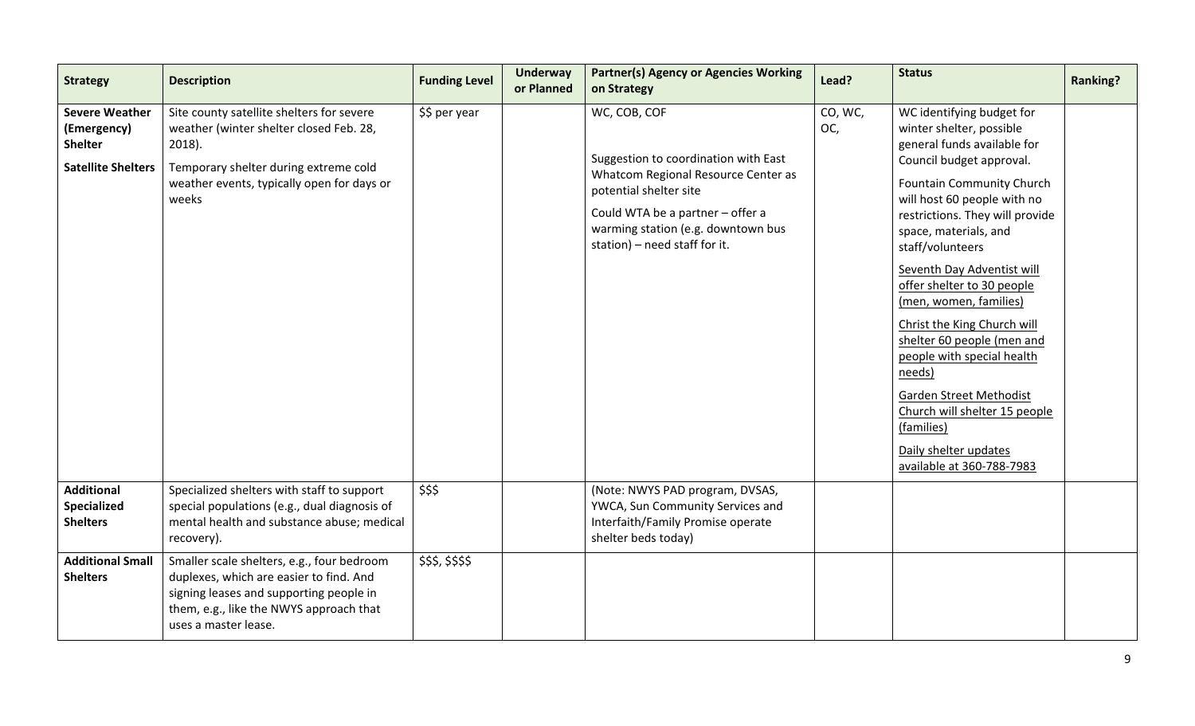| Strategy | Description | Funding Level | Underway or Planned | Partner(s) Agency or Agencies Working on Strategy | Lead? | Status | Ranking? |
| --- | --- | --- | --- | --- | --- | --- | --- |
| **Severe Weather (Emergency) Shelter**<br><br>**Satellite Shelters** | Site county satellite shelters for severe weather (winter shelter closed Feb. 28, 2018).<br><br>Temporary shelter during extreme cold weather events, typically open for days or weeks | $$ per year | | WC, COB, COF<br><br>Suggestion to coordination with East Whatcom Regional Resource Center as potential shelter site<br><br>Could WTA be a partner – offer a warming station (e.g. downtown bus station) – need staff for it. | CO, WC, OC, | WC identifying budget for winter shelter, possible general funds available for Council budget approval.<br><br>Fountain Community Church will host 60 people with no restrictions. They will provide space, materials, and staff/volunteers<br><br>Seventh Day Adventist will offer shelter to 30 people (men, women, families)<br><br>Christ the King Church will shelter 60 people (men and people with special health needs)<br><br>Garden Street Methodist Church will shelter 15 people (families)<br><br>Daily shelter updates available at 360-788-7983 | |
| **Additional Specialized Shelters** | Specialized shelters with staff to support special populations (e.g., dual diagnosis of mental health and substance abuse; medical recovery). | $$$ | | (Note: NWYS PAD program, DVSAS, YWCA, Sun Community Services and Interfaith/Family Promise operate shelter beds today) | | | |
| **Additional Small Shelters** | Smaller scale shelters, e.g., four bedroom duplexes, which are easier to find. And signing leases and supporting people in them, e.g., like the NWYS approach that uses a master lease. | $$$, $$$$ | | | | | |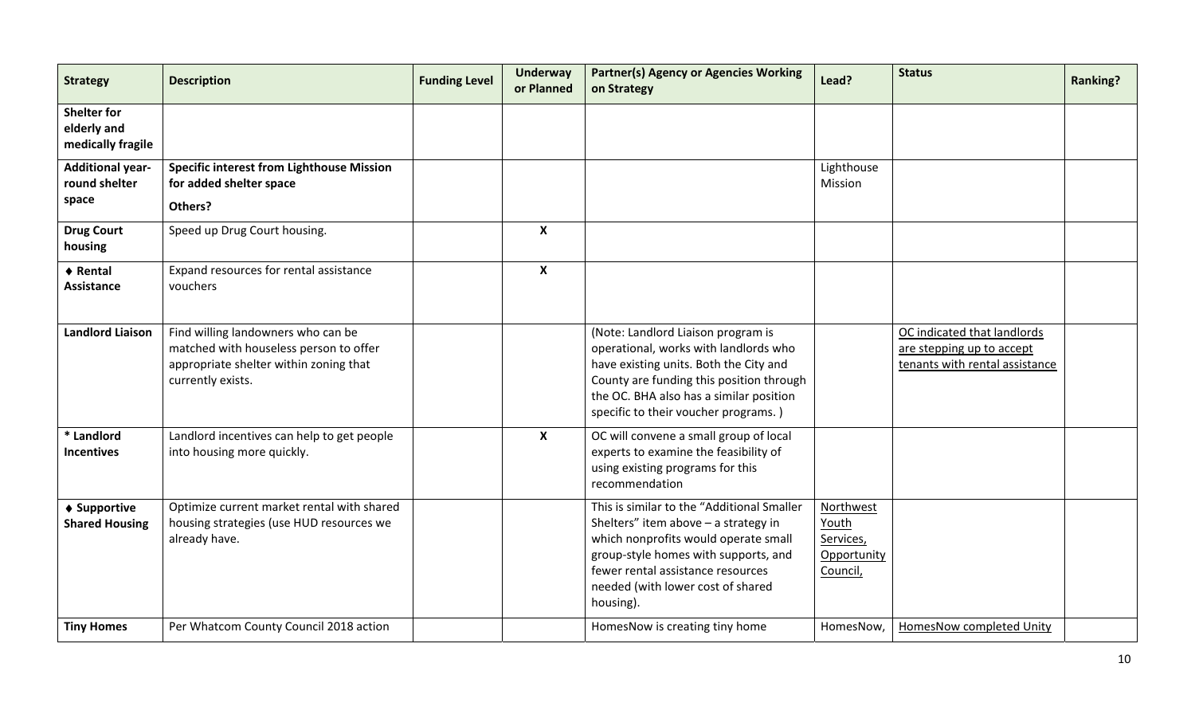| Strategy | Description | Funding Level | Underway or Planned | Partner(s) Agency or Agencies Working on Strategy | Lead? | Status | Ranking? |
|---|---|---|---|---|---|---|---|
| **Shelter for elderly and medically fragile** | | | | | | | |
| **Additional year-round shelter space** | **Specific interest from Lighthouse Mission for added shelter space**<br>**Others?** | | | | Lighthouse Mission | | |
| **Drug Court housing** | Speed up Drug Court housing. | | **X** | | | | |
| **♦ Rental Assistance** | Expand resources for rental assistance vouchers | | **X** | | | | |
| **Landlord Liaison** | Find willing landowners who can be matched with houseless person to offer appropriate shelter within zoning that currently exists. | | | (Note: Landlord Liaison program is operational, works with landlords who have existing units. Both the City and County are funding this position through the OC. BHA also has a similar position specific to their voucher programs. ) | | OC indicated that landlords are stepping up to accept tenants with rental assistance | |
| **\* Landlord Incentives** | Landlord incentives can help to get people into housing more quickly. | | **X** | OC will convene a small group of local experts to examine the feasibility of using existing programs for this recommendation | | | |
| **♦ Supportive Shared Housing** | Optimize current market rental with shared housing strategies (use HUD resources we already have. | | | This is similar to the "Additional Smaller Shelters" item above – a strategy in which nonprofits would operate small group-style homes with supports, and fewer rental assistance resources needed (with lower cost of shared housing). | Northwest Youth Services, Opportunity Council, | | |
| **Tiny Homes** | Per Whatcom County Council 2018 action | | | HomesNow is creating tiny home | HomesNow, | HomesNow completed Unity | |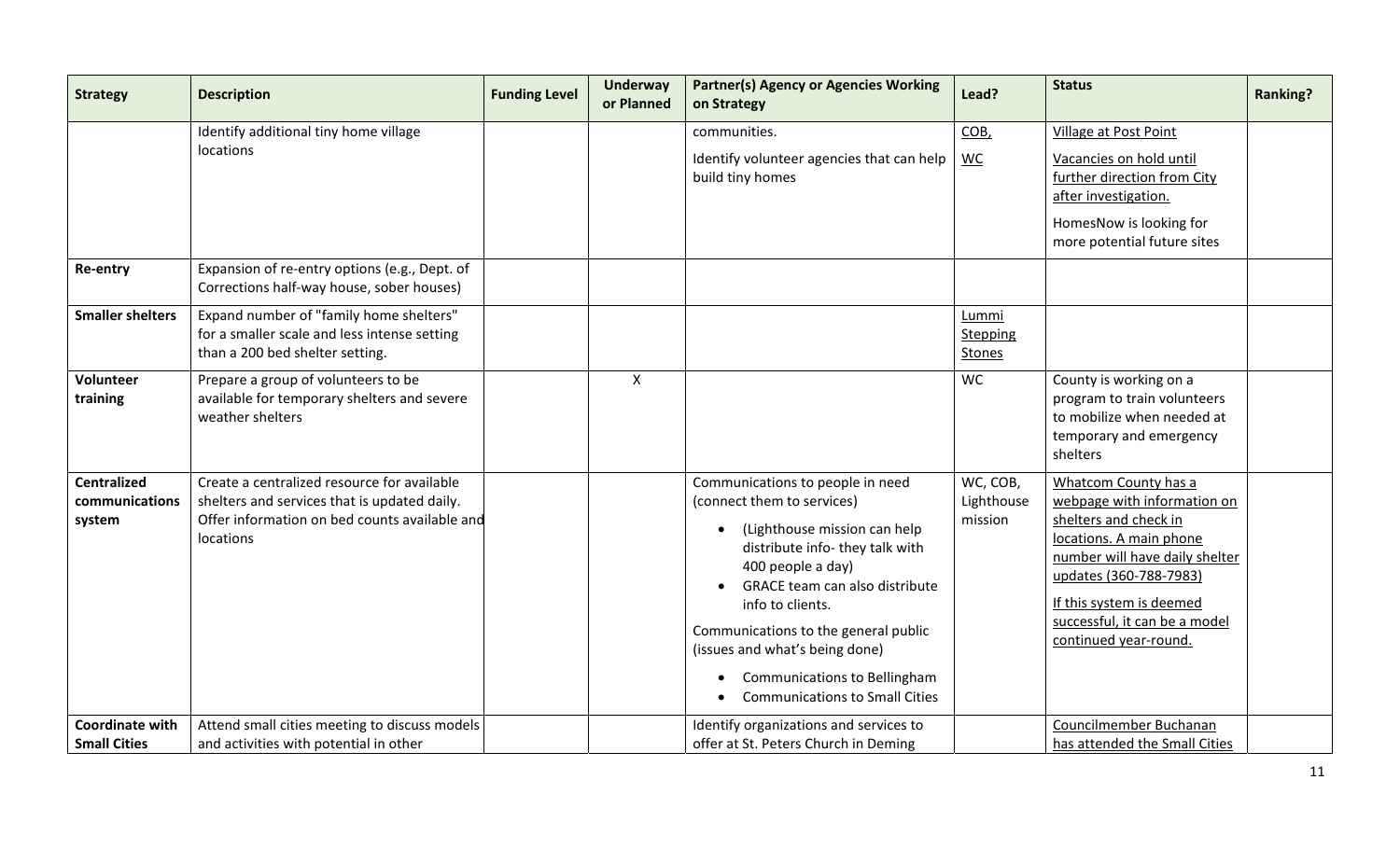| Strategy | Description | Funding Level | Underway or Planned | Partner(s) Agency or Agencies Working on Strategy | Lead? | Status | Ranking? |
|---|---|---|---|---|---|---|---|
| | Identify additional tiny home village locations | | | communities.<br><br>Identify volunteer agencies that can help build tiny homes | COB,<br>WC | Village at Post Point<br><br>Vacancies on hold until further direction from City after investigation.<br><br>HomesNow is looking for more potential future sites | |
| **Re-entry** | Expansion of re-entry options (e.g., Dept. of Corrections half-way house, sober houses) | | | | | | |
| **Smaller shelters** | Expand number of "family home shelters" for a smaller scale and less intense setting than a 200 bed shelter setting. | | | | Lummi Stepping Stones | | |
| **Volunteer training** | Prepare a group of volunteers to be available for temporary shelters and severe weather shelters | | X | | WC | County is working on a program to train volunteers to mobilize when needed at temporary and emergency shelters | |
| **Centralized communications system** | Create a centralized resource for available shelters and services that is updated daily. Offer information on bed counts available and locations | | | Communications to people in need (connect them to services)<br><br>• (Lighthouse mission can help distribute info- they talk with 400 people a day)<br>• GRACE team can also distribute info to clients.<br><br>Communications to the general public (issues and what's being done)<br><br>• Communications to Bellingham<br>• Communications to Small Cities | WC, COB, Lighthouse mission | Whatcom County has a webpage with information on shelters and check in locations. A main phone number will have daily shelter updates (360-788-7983)<br><br>If this system is deemed successful, it can be a model continued year-round. | |
| **Coordinate with Small Cities** | Attend small cities meeting to discuss models and activities with potential in other | | | Identify organizations and services to offer at St. Peters Church in Deming | | Councilmember Buchanan has attended the Small Cities | |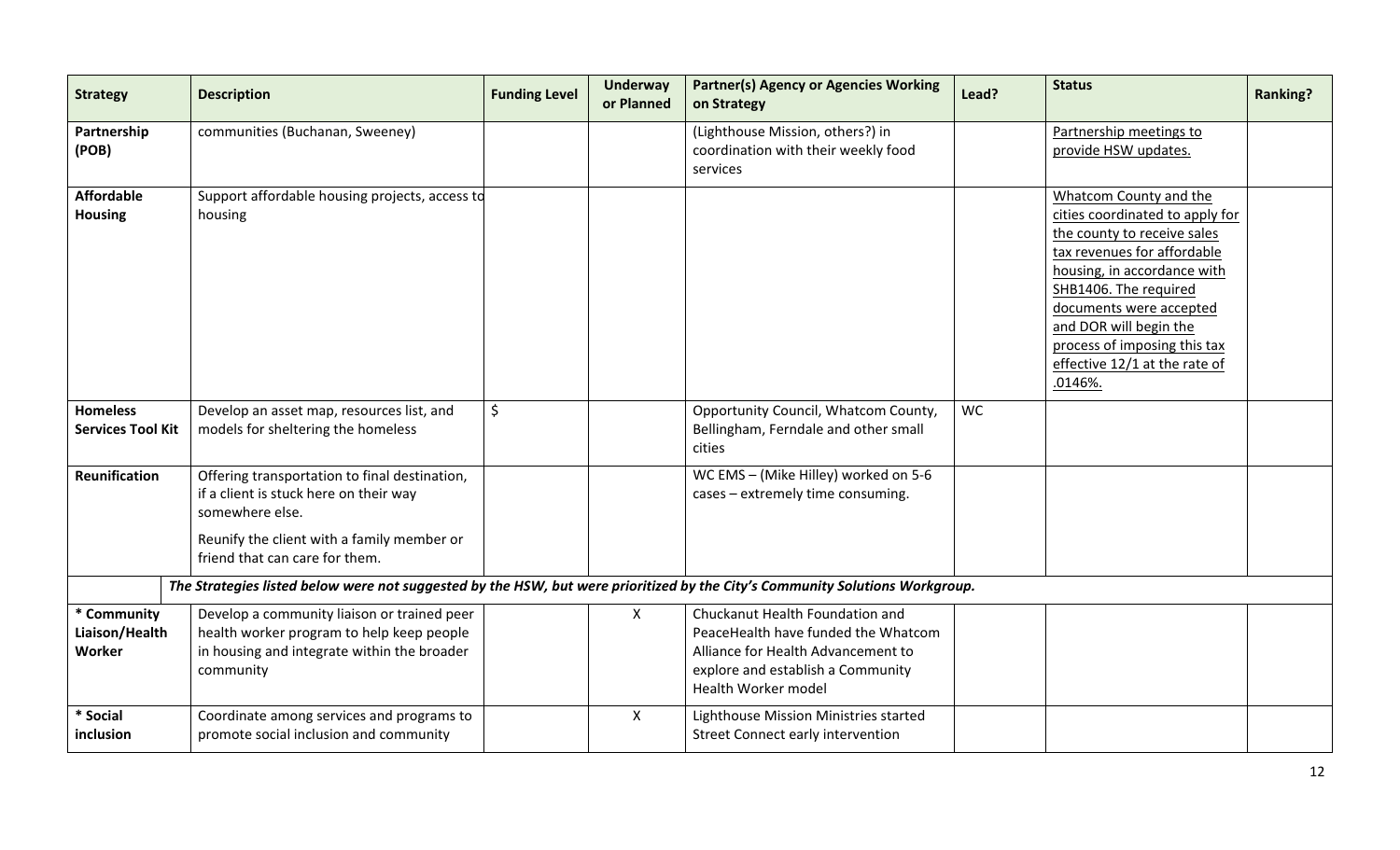| Strategy | Description | Funding Level | Underway or Planned | Partner(s) Agency or Agencies Working on Strategy | Lead? | Status | Ranking? |
|---|---|---|---|---|---|---|---|
| **Partnership (POB)** | communities (Buchanan, Sweeney) | | | (Lighthouse Mission, others?) in coordination with their weekly food services | | Partnership meetings to provide HSW updates. | |
| **Affordable Housing** | Support affordable housing projects, access to housing | | | | | Whatcom County and the cities coordinated to apply for the county to receive sales tax revenues for affordable housing, in accordance with SHB1406. The required documents were accepted and DOR will begin the process of imposing this tax effective 12/1 at the rate of .0146%. | |
| **Homeless Services Tool Kit** | Develop an asset map, resources list, and models for sheltering the homeless | $ | | Opportunity Council, Whatcom County, Bellingham, Ferndale and other small cities | WC | | |
| **Reunification** | Offering transportation to final destination, if a client is stuck here on their way somewhere else. Reunify the client with a family member or friend that can care for them. | | | WC EMS – (Mike Hilley) worked on 5-6 cases – extremely time consuming. | | | |
| | ***The Strategies listed below were not suggested by the HSW, but were prioritized by the City's Community Solutions Workgroup.*** | | | | | | |
| **\* Community Liaison/Health Worker** | Develop a community liaison or trained peer health worker program to help keep people in housing and integrate within the broader community | | X | Chuckanut Health Foundation and PeaceHealth have funded the Whatcom Alliance for Health Advancement to explore and establish a Community Health Worker model | | | |
| **\* Social inclusion** | Coordinate among services and programs to promote social inclusion and community | | X | Lighthouse Mission Ministries started Street Connect early intervention | | | |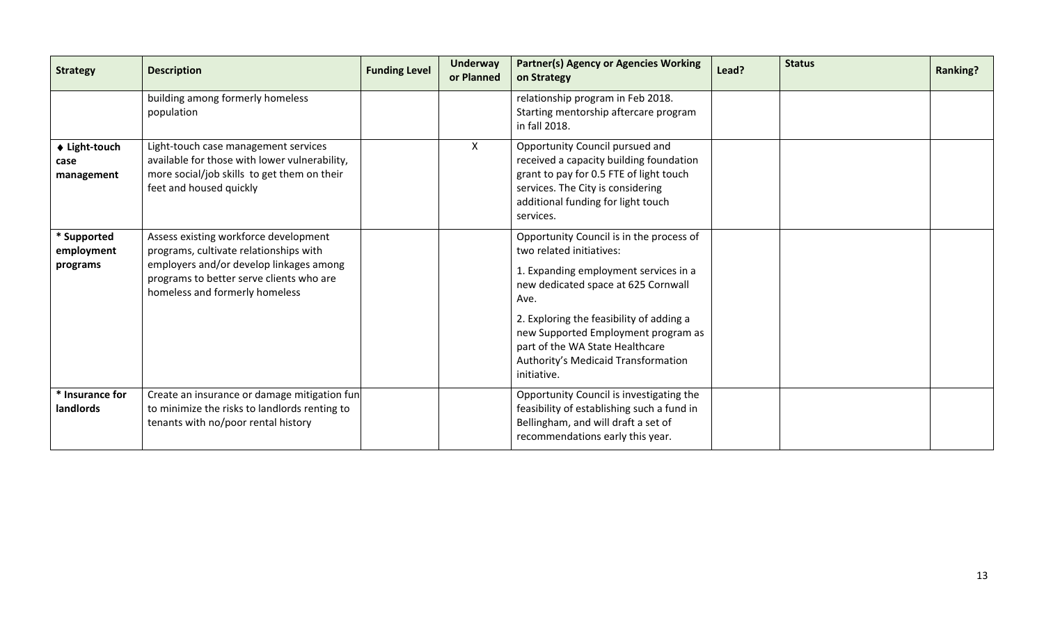| Strategy | Description | Funding Level | Underway or Planned | Partner(s) Agency or Agencies Working on Strategy | Lead? | Status | Ranking? |
|---|---|---|---|---|---|---|---|
| | building among formerly homeless population | | | relationship program in Feb 2018. Starting mentorship aftercare program in fall 2018. | | | |
| **♦ Light-touch case management** | Light-touch case management services available for those with lower vulnerability, more social/job skills to get them on their feet and housed quickly | | X | Opportunity Council pursued and received a capacity building foundation grant to pay for 0.5 FTE of light touch services. The City is considering additional funding for light touch services. | | | |
| *** Supported employment programs** | Assess existing workforce development programs, cultivate relationships with employers and/or develop linkages among programs to better serve clients who are homeless and formerly homeless | | | Opportunity Council is in the process of two related initiatives:<br><br>1. Expanding employment services in a new dedicated space at 625 Cornwall Ave.<br><br>2. Exploring the feasibility of adding a new Supported Employment program as part of the WA State Healthcare Authority's Medicaid Transformation initiative. | | | |
| *** Insurance for landlords** | Create an insurance or damage mitigation fun to minimize the risks to landlords renting to tenants with no/poor rental history | | | Opportunity Council is investigating the feasibility of establishing such a fund in Bellingham, and will draft a set of recommendations early this year. | | | |